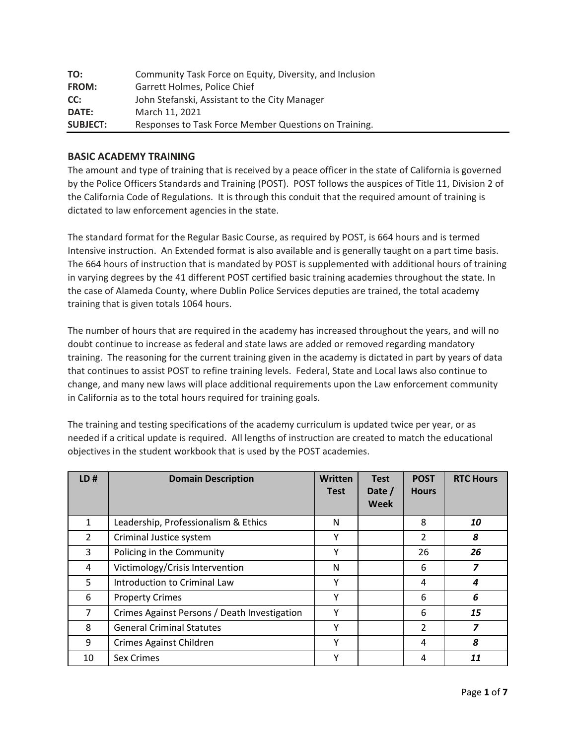| | |
|---|---|
| **TO:** | Community Task Force on Equity, Diversity, and Inclusion |
| **FROM:** | Garrett Holmes, Police Chief |
| **CC:** | John Stefanski, Assistant to the City Manager |
| **DATE:** | March 11, 2021 |
| **SUBJECT:** | Responses to Task Force Member Questions on Training. |

## BASIC ACADEMY TRAINING

The amount and type of training that is received by a peace officer in the state of California is governed by the Police Officers Standards and Training (POST). POST follows the auspices of Title 11, Division 2 of the California Code of Regulations. It is through this conduit that the required amount of training is dictated to law enforcement agencies in the state.

The standard format for the Regular Basic Course, as required by POST, is 664 hours and is termed Intensive instruction. An Extended format is also available and is generally taught on a part time basis. The 664 hours of instruction that is mandated by POST is supplemented with additional hours of training in varying degrees by the 41 different POST certified basic training academies throughout the state. In the case of Alameda County, where Dublin Police Services deputies are trained, the total academy training that is given totals 1064 hours.

The number of hours that are required in the academy has increased throughout the years, and will no doubt continue to increase as federal and state laws are added or removed regarding mandatory training. The reasoning for the current training given in the academy is dictated in part by years of data that continues to assist POST to refine training levels. Federal, State and Local laws also continue to change, and many new laws will place additional requirements upon the Law enforcement community in California as to the total hours required for training goals.

The training and testing specifications of the academy curriculum is updated twice per year, or as needed if a critical update is required. All lengths of instruction are created to match the educational objectives in the student workbook that is used by the POST academies.

| LD # | Domain Description | Written Test | Test Date / Week | POST Hours | RTC Hours |
|---|---|---|---|---|---|
| 1 | Leadership, Professionalism & Ethics | N | | 8 | ***10*** |
| 2 | Criminal Justice system | Y | | 2 | ***8*** |
| 3 | Policing in the Community | Y | | 26 | ***26*** |
| 4 | Victimology/Crisis Intervention | N | | 6 | ***7*** |
| 5 | Introduction to Criminal Law | Y | | 4 | ***4*** |
| 6 | Property Crimes | Y | | 6 | ***6*** |
| 7 | Crimes Against Persons / Death Investigation | Y | | 6 | ***15*** |
| 8 | General Criminal Statutes | Y | | 2 | ***7*** |
| 9 | Crimes Against Children | Y | | 4 | ***8*** |
| 10 | Sex Crimes | Y | | 4 | ***11*** |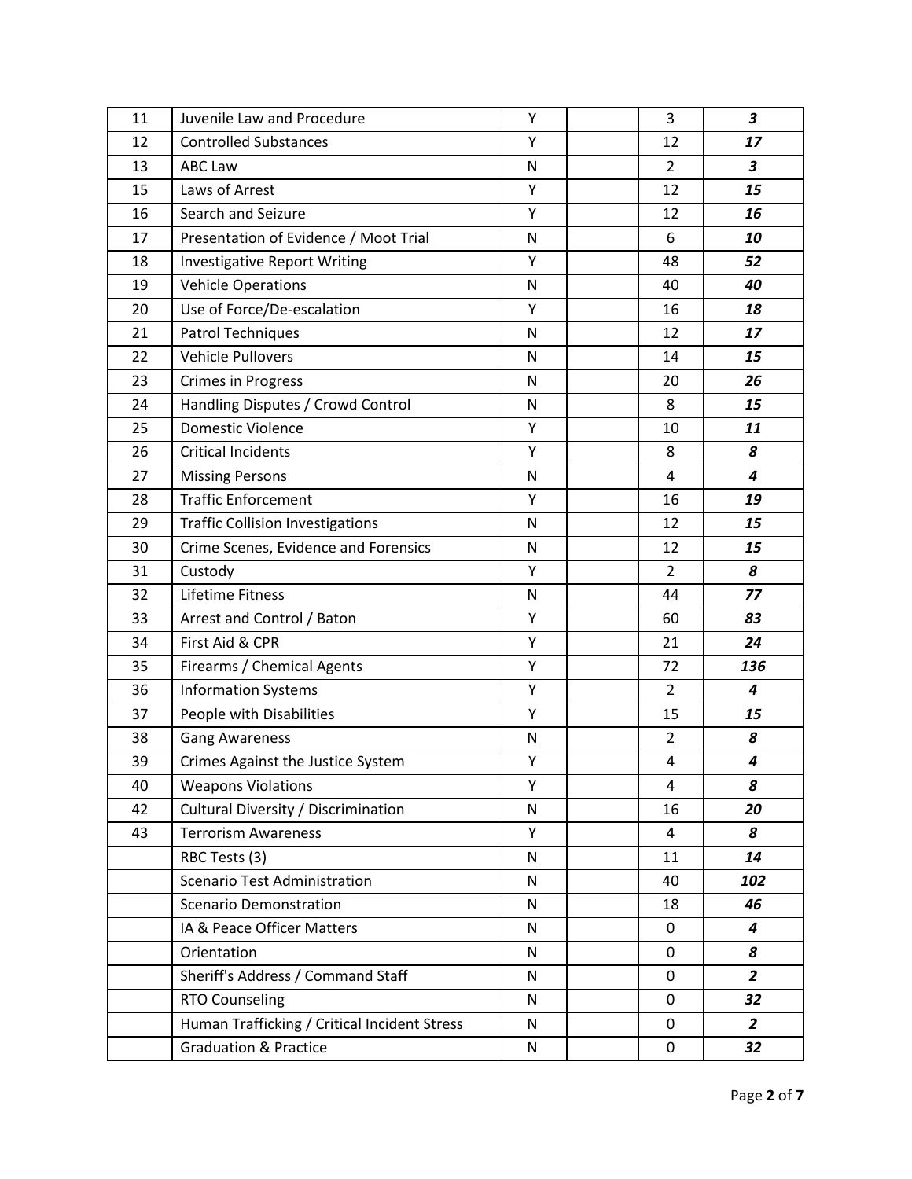| 11 | Juvenile Law and Procedure | Y | | 3 | ***3*** |
|---|---|---|---|---|---|
| 12 | Controlled Substances | Y | | 12 | ***17*** |
| 13 | ABC Law | N | | 2 | ***3*** |
| 15 | Laws of Arrest | Y | | 12 | ***15*** |
| 16 | Search and Seizure | Y | | 12 | ***16*** |
| 17 | Presentation of Evidence / Moot Trial | N | | 6 | ***10*** |
| 18 | Investigative Report Writing | Y | | 48 | ***52*** |
| 19 | Vehicle Operations | N | | 40 | ***40*** |
| 20 | Use of Force/De-escalation | Y | | 16 | ***18*** |
| 21 | Patrol Techniques | N | | 12 | ***17*** |
| 22 | Vehicle Pullovers | N | | 14 | ***15*** |
| 23 | Crimes in Progress | N | | 20 | ***26*** |
| 24 | Handling Disputes / Crowd Control | N | | 8 | ***15*** |
| 25 | Domestic Violence | Y | | 10 | ***11*** |
| 26 | Critical Incidents | Y | | 8 | ***8*** |
| 27 | Missing Persons | N | | 4 | ***4*** |
| 28 | Traffic Enforcement | Y | | 16 | ***19*** |
| 29 | Traffic Collision Investigations | N | | 12 | ***15*** |
| 30 | Crime Scenes, Evidence and Forensics | N | | 12 | ***15*** |
| 31 | Custody | Y | | 2 | ***8*** |
| 32 | Lifetime Fitness | N | | 44 | ***77*** |
| 33 | Arrest and Control / Baton | Y | | 60 | ***83*** |
| 34 | First Aid & CPR | Y | | 21 | ***24*** |
| 35 | Firearms / Chemical Agents | Y | | 72 | ***136*** |
| 36 | Information Systems | Y | | 2 | ***4*** |
| 37 | People with Disabilities | Y | | 15 | ***15*** |
| 38 | Gang Awareness | N | | 2 | ***8*** |
| 39 | Crimes Against the Justice System | Y | | 4 | ***4*** |
| 40 | Weapons Violations | Y | | 4 | ***8*** |
| 42 | Cultural Diversity / Discrimination | N | | 16 | ***20*** |
| 43 | Terrorism Awareness | Y | | 4 | ***8*** |
| | RBC Tests (3) | N | | 11 | ***14*** |
| | Scenario Test Administration | N | | 40 | ***102*** |
| | Scenario Demonstration | N | | 18 | ***46*** |
| | IA & Peace Officer Matters | N | | 0 | ***4*** |
| | Orientation | N | | 0 | ***8*** |
| | Sheriff's Address / Command Staff | N | | 0 | ***2*** |
| | RTO Counseling | N | | 0 | ***32*** |
| | Human Trafficking / Critical Incident Stress | N | | 0 | ***2*** |
| | Graduation & Practice | N | | 0 | ***32*** |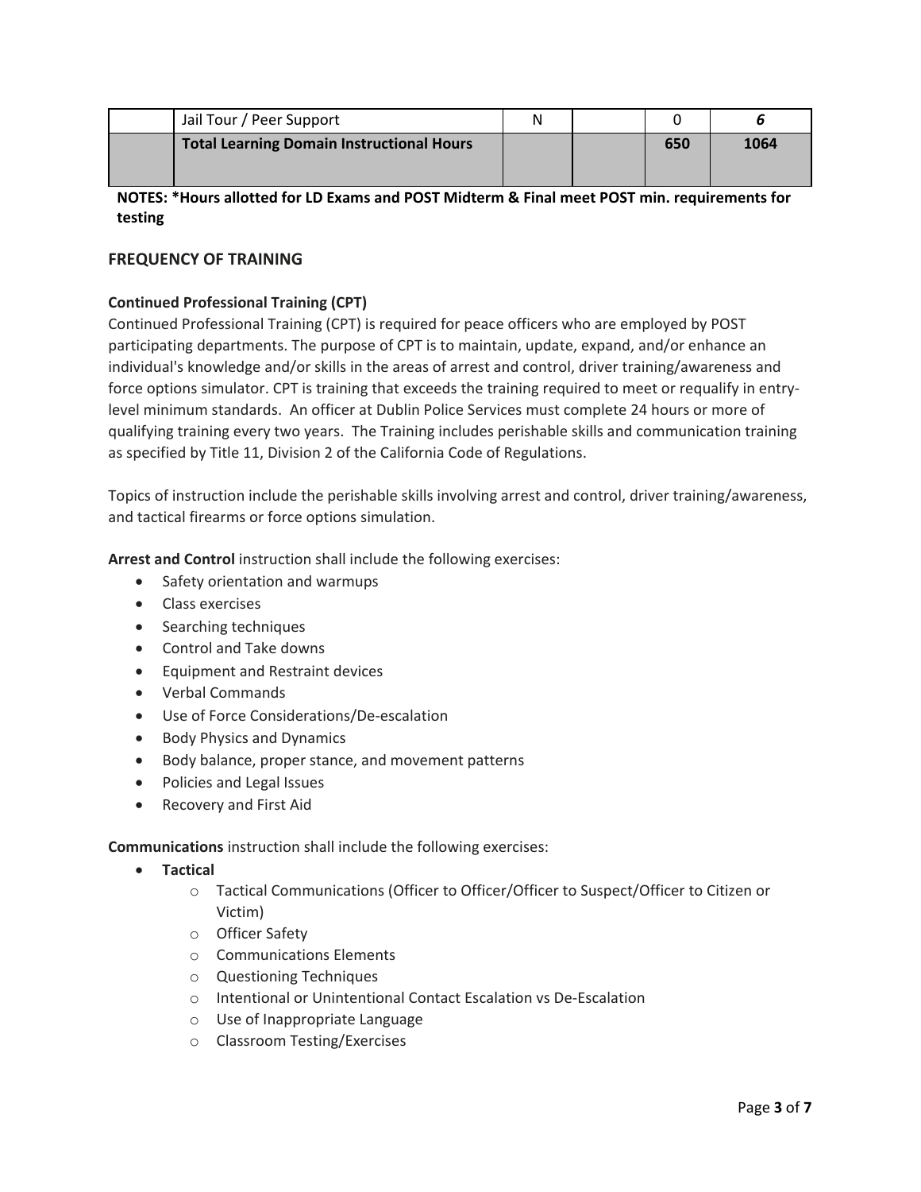|  | Jail Tour / Peer Support | N |  | 0 | *6* |
|---|---|---|---|---|---|
|  | **Total Learning Domain Instructional Hours** |  |  | **650** | **1064** |

**NOTES: *Hours allotted for LD Exams and POST Midterm & Final meet POST min. requirements for testing**

## FREQUENCY OF TRAINING

### Continued Professional Training (CPT)

Continued Professional Training (CPT) is required for peace officers who are employed by POST participating departments. The purpose of CPT is to maintain, update, expand, and/or enhance an individual's knowledge and/or skills in the areas of arrest and control, driver training/awareness and force options simulator. CPT is training that exceeds the training required to meet or requalify in entry-level minimum standards. An officer at Dublin Police Services must complete 24 hours or more of qualifying training every two years. The Training includes perishable skills and communication training as specified by Title 11, Division 2 of the California Code of Regulations.

Topics of instruction include the perishable skills involving arrest and control, driver training/awareness, and tactical firearms or force options simulation.

**Arrest and Control** instruction shall include the following exercises:

- Safety orientation and warmups
- Class exercises
- Searching techniques
- Control and Take downs
- Equipment and Restraint devices
- Verbal Commands
- Use of Force Considerations/De-escalation
- Body Physics and Dynamics
- Body balance, proper stance, and movement patterns
- Policies and Legal Issues
- Recovery and First Aid

**Communications** instruction shall include the following exercises:

- **Tactical**
  - Tactical Communications (Officer to Officer/Officer to Suspect/Officer to Citizen or Victim)
  - Officer Safety
  - Communications Elements
  - Questioning Techniques
  - Intentional or Unintentional Contact Escalation vs De-Escalation
  - Use of Inappropriate Language
  - Classroom Testing/Exercises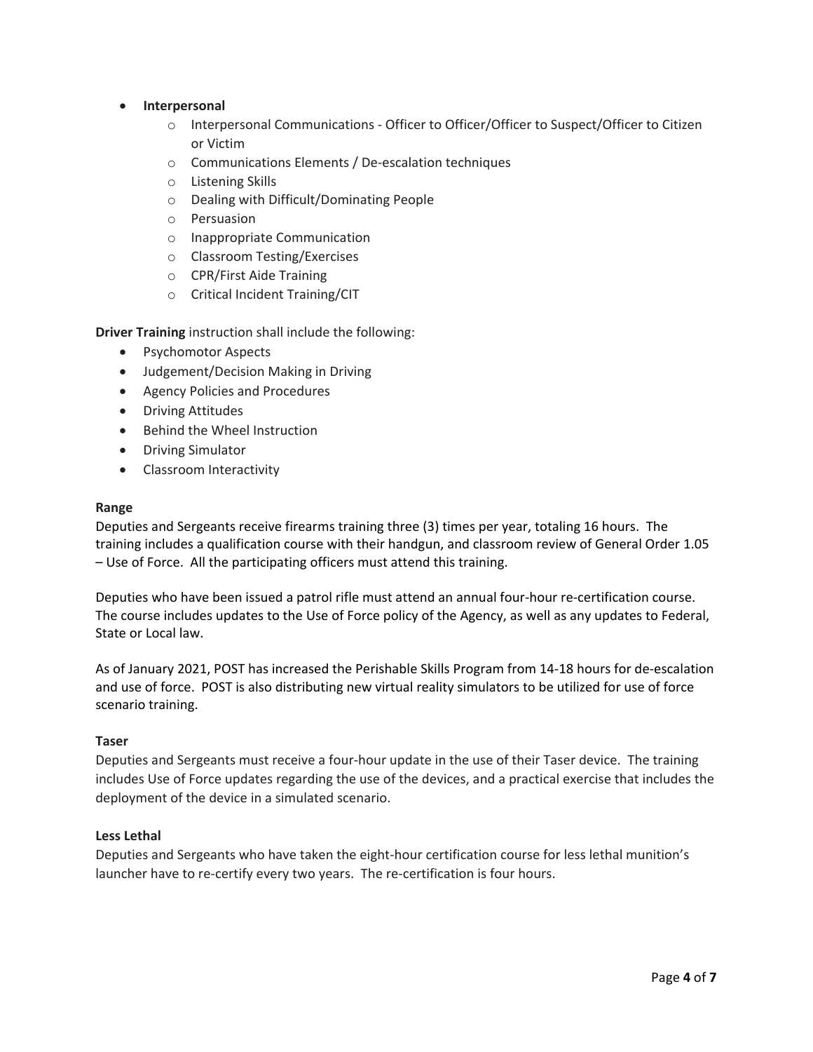- **Interpersonal**
  - Interpersonal Communications - Officer to Officer/Officer to Suspect/Officer to Citizen or Victim
  - Communications Elements / De-escalation techniques
  - Listening Skills
  - Dealing with Difficult/Dominating People
  - Persuasion
  - Inappropriate Communication
  - Classroom Testing/Exercises
  - CPR/First Aide Training
  - Critical Incident Training/CIT

**Driver Training** instruction shall include the following:

- Psychomotor Aspects
- Judgement/Decision Making in Driving
- Agency Policies and Procedures
- Driving Attitudes
- Behind the Wheel Instruction
- Driving Simulator
- Classroom Interactivity

**Range**

Deputies and Sergeants receive firearms training three (3) times per year, totaling 16 hours. The training includes a qualification course with their handgun, and classroom review of General Order 1.05 – Use of Force. All the participating officers must attend this training.

Deputies who have been issued a patrol rifle must attend an annual four-hour re-certification course. The course includes updates to the Use of Force policy of the Agency, as well as any updates to Federal, State or Local law.

As of January 2021, POST has increased the Perishable Skills Program from 14-18 hours for de-escalation and use of force. POST is also distributing new virtual reality simulators to be utilized for use of force scenario training.

**Taser**

Deputies and Sergeants must receive a four-hour update in the use of their Taser device. The training includes Use of Force updates regarding the use of the devices, and a practical exercise that includes the deployment of the device in a simulated scenario.

**Less Lethal**

Deputies and Sergeants who have taken the eight-hour certification course for less lethal munition's launcher have to re-certify every two years. The re-certification is four hours.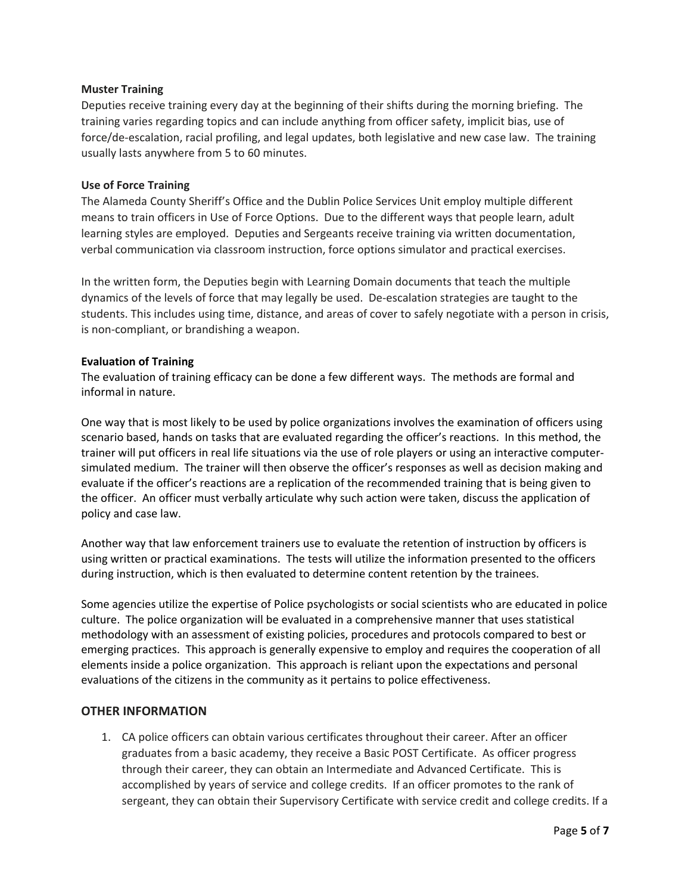**Muster Training**

Deputies receive training every day at the beginning of their shifts during the morning briefing. The training varies regarding topics and can include anything from officer safety, implicit bias, use of force/de-escalation, racial profiling, and legal updates, both legislative and new case law. The training usually lasts anywhere from 5 to 60 minutes.

**Use of Force Training**

The Alameda County Sheriff's Office and the Dublin Police Services Unit employ multiple different means to train officers in Use of Force Options. Due to the different ways that people learn, adult learning styles are employed. Deputies and Sergeants receive training via written documentation, verbal communication via classroom instruction, force options simulator and practical exercises.

In the written form, the Deputies begin with Learning Domain documents that teach the multiple dynamics of the levels of force that may legally be used. De-escalation strategies are taught to the students. This includes using time, distance, and areas of cover to safely negotiate with a person in crisis, is non-compliant, or brandishing a weapon.

**Evaluation of Training**

The evaluation of training efficacy can be done a few different ways. The methods are formal and informal in nature.

One way that is most likely to be used by police organizations involves the examination of officers using scenario based, hands on tasks that are evaluated regarding the officer's reactions. In this method, the trainer will put officers in real life situations via the use of role players or using an interactive computer-simulated medium. The trainer will then observe the officer's responses as well as decision making and evaluate if the officer's reactions are a replication of the recommended training that is being given to the officer. An officer must verbally articulate why such action were taken, discuss the application of policy and case law.

Another way that law enforcement trainers use to evaluate the retention of instruction by officers is using written or practical examinations. The tests will utilize the information presented to the officers during instruction, which is then evaluated to determine content retention by the trainees.

Some agencies utilize the expertise of Police psychologists or social scientists who are educated in police culture. The police organization will be evaluated in a comprehensive manner that uses statistical methodology with an assessment of existing policies, procedures and protocols compared to best or emerging practices. This approach is generally expensive to employ and requires the cooperation of all elements inside a police organization. This approach is reliant upon the expectations and personal evaluations of the citizens in the community as it pertains to police effectiveness.

## OTHER INFORMATION

1. CA police officers can obtain various certificates throughout their career. After an officer graduates from a basic academy, they receive a Basic POST Certificate. As officer progress through their career, they can obtain an Intermediate and Advanced Certificate. This is accomplished by years of service and college credits. If an officer promotes to the rank of sergeant, they can obtain their Supervisory Certificate with service credit and college credits. If a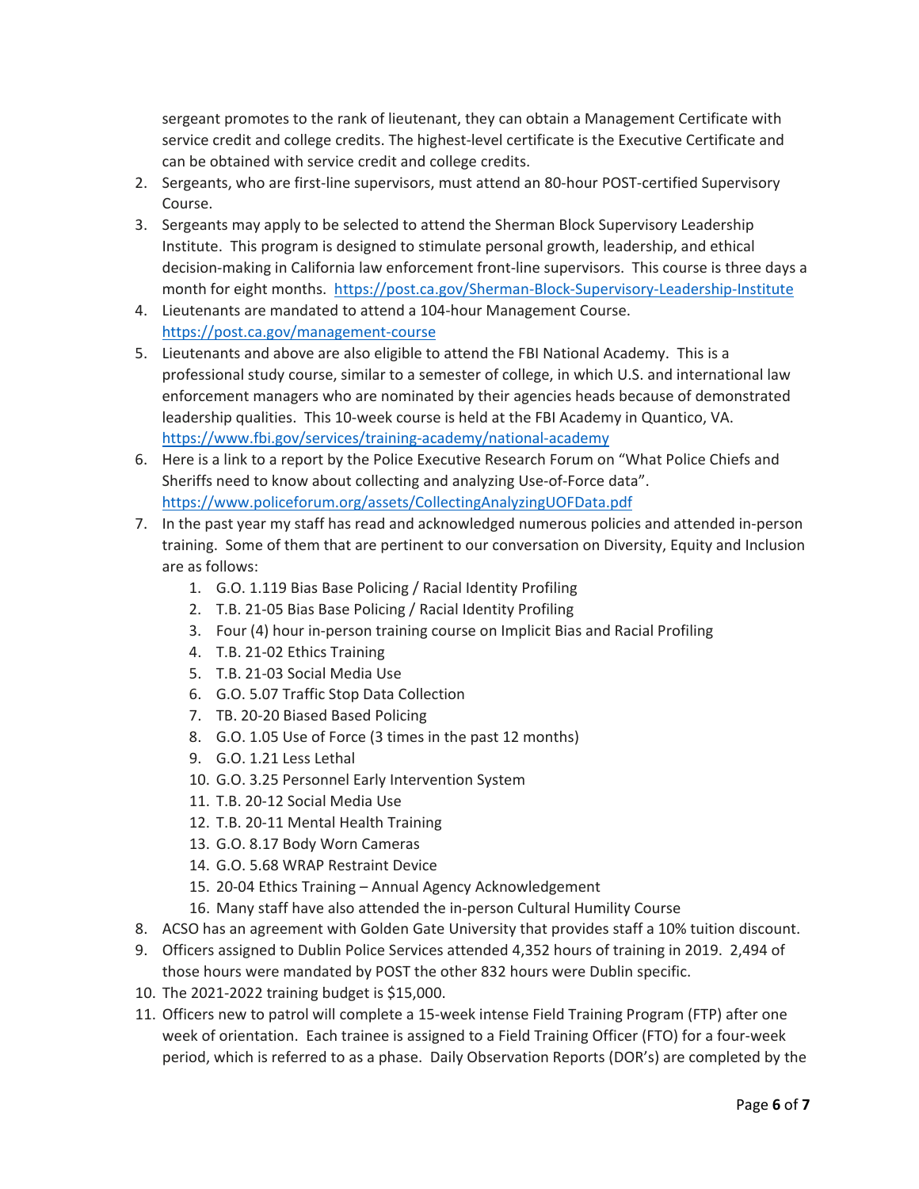sergeant promotes to the rank of lieutenant, they can obtain a Management Certificate with service credit and college credits. The highest-level certificate is the Executive Certificate and can be obtained with service credit and college credits.

2. Sergeants, who are first-line supervisors, must attend an 80-hour POST-certified Supervisory Course.
3. Sergeants may apply to be selected to attend the Sherman Block Supervisory Leadership Institute. This program is designed to stimulate personal growth, leadership, and ethical decision-making in California law enforcement front-line supervisors. This course is three days a month for eight months. https://post.ca.gov/Sherman-Block-Supervisory-Leadership-Institute
4. Lieutenants are mandated to attend a 104-hour Management Course. https://post.ca.gov/management-course
5. Lieutenants and above are also eligible to attend the FBI National Academy. This is a professional study course, similar to a semester of college, in which U.S. and international law enforcement managers who are nominated by their agencies heads because of demonstrated leadership qualities. This 10-week course is held at the FBI Academy in Quantico, VA. https://www.fbi.gov/services/training-academy/national-academy
6. Here is a link to a report by the Police Executive Research Forum on "What Police Chiefs and Sheriffs need to know about collecting and analyzing Use-of-Force data". https://www.policeforum.org/assets/CollectingAnalyzingUOFData.pdf
7. In the past year my staff has read and acknowledged numerous policies and attended in-person training. Some of them that are pertinent to our conversation on Diversity, Equity and Inclusion are as follows:
    1. G.O. 1.119 Bias Base Policing / Racial Identity Profiling
    2. T.B. 21-05 Bias Base Policing / Racial Identity Profiling
    3. Four (4) hour in-person training course on Implicit Bias and Racial Profiling
    4. T.B. 21-02 Ethics Training
    5. T.B. 21-03 Social Media Use
    6. G.O. 5.07 Traffic Stop Data Collection
    7. TB. 20-20 Biased Based Policing
    8. G.O. 1.05 Use of Force (3 times in the past 12 months)
    9. G.O. 1.21 Less Lethal
    10. G.O. 3.25 Personnel Early Intervention System
    11. T.B. 20-12 Social Media Use
    12. T.B. 20-11 Mental Health Training
    13. G.O. 8.17 Body Worn Cameras
    14. G.O. 5.68 WRAP Restraint Device
    15. 20-04 Ethics Training – Annual Agency Acknowledgement
    16. Many staff have also attended the in-person Cultural Humility Course
8. ACSO has an agreement with Golden Gate University that provides staff a 10% tuition discount.
9. Officers assigned to Dublin Police Services attended 4,352 hours of training in 2019. 2,494 of those hours were mandated by POST the other 832 hours were Dublin specific.
10. The 2021-2022 training budget is $15,000.
11. Officers new to patrol will complete a 15-week intense Field Training Program (FTP) after one week of orientation. Each trainee is assigned to a Field Training Officer (FTO) for a four-week period, which is referred to as a phase. Daily Observation Reports (DOR's) are completed by the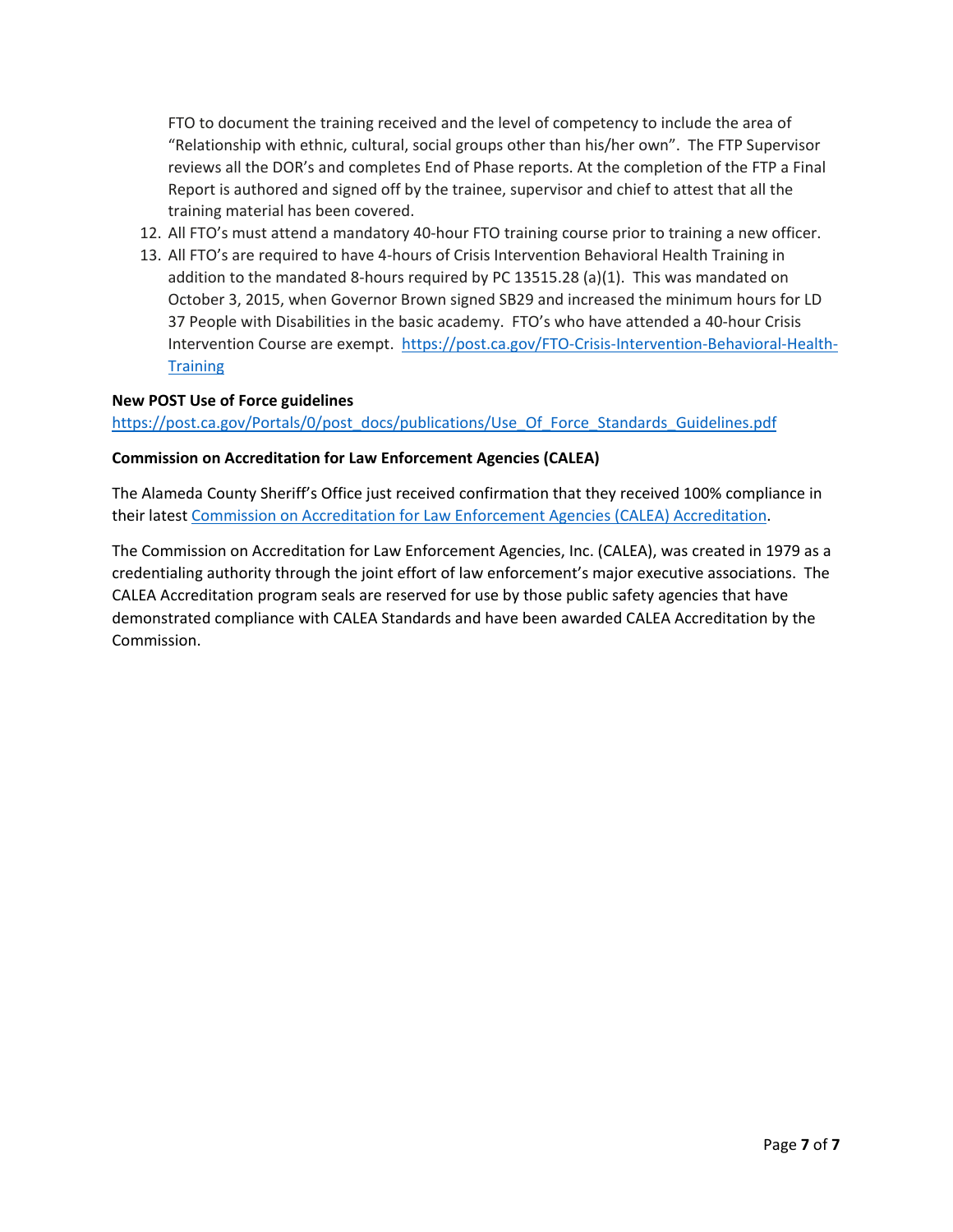FTO to document the training received and the level of competency to include the area of "Relationship with ethnic, cultural, social groups other than his/her own". The FTP Supervisor reviews all the DOR's and completes End of Phase reports. At the completion of the FTP a Final Report is authored and signed off by the trainee, supervisor and chief to attest that all the training material has been covered.

12. All FTO's must attend a mandatory 40-hour FTO training course prior to training a new officer.
13. All FTO's are required to have 4-hours of Crisis Intervention Behavioral Health Training in addition to the mandated 8-hours required by PC 13515.28 (a)(1). This was mandated on October 3, 2015, when Governor Brown signed SB29 and increased the minimum hours for LD 37 People with Disabilities in the basic academy. FTO's who have attended a 40-hour Crisis Intervention Course are exempt. https://post.ca.gov/FTO-Crisis-Intervention-Behavioral-Health-Training

**New POST Use of Force guidelines**

https://post.ca.gov/Portals/0/post_docs/publications/Use_Of_Force_Standards_Guidelines.pdf

**Commission on Accreditation for Law Enforcement Agencies (CALEA)**

The Alameda County Sheriff's Office just received confirmation that they received 100% compliance in their latest Commission on Accreditation for Law Enforcement Agencies (CALEA) Accreditation.

The Commission on Accreditation for Law Enforcement Agencies, Inc. (CALEA), was created in 1979 as a credentialing authority through the joint effort of law enforcement's major executive associations. The CALEA Accreditation program seals are reserved for use by those public safety agencies that have demonstrated compliance with CALEA Standards and have been awarded CALEA Accreditation by the Commission.